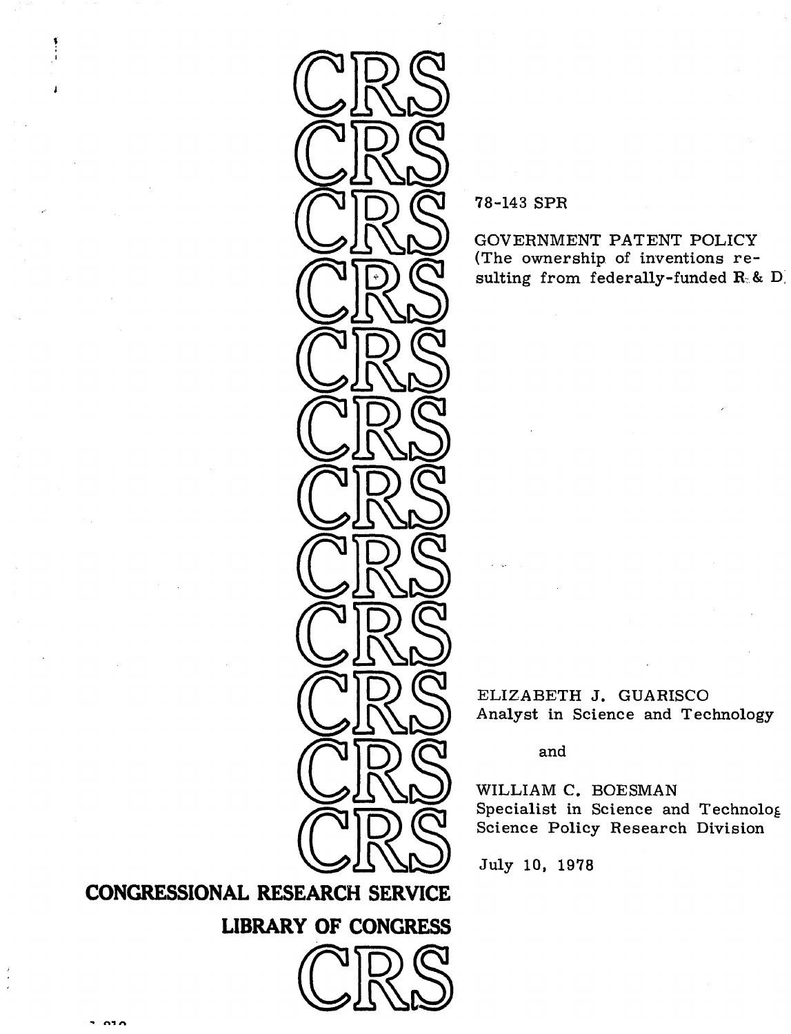78-143 SPR

# GOVERNMENT PATENT POLICY
(The ownership of inventions resulting from federally-funded R & D)

ELIZABETH J. GUARISCO
Analyst in Science and Technology

and

WILLIAM C. BOESMAN
Specialist in Science and Technology
Science Policy Research Division

July 10, 1978

**CONGRESSIONAL RESEARCH SERVICE**

**LIBRARY OF CONGRESS**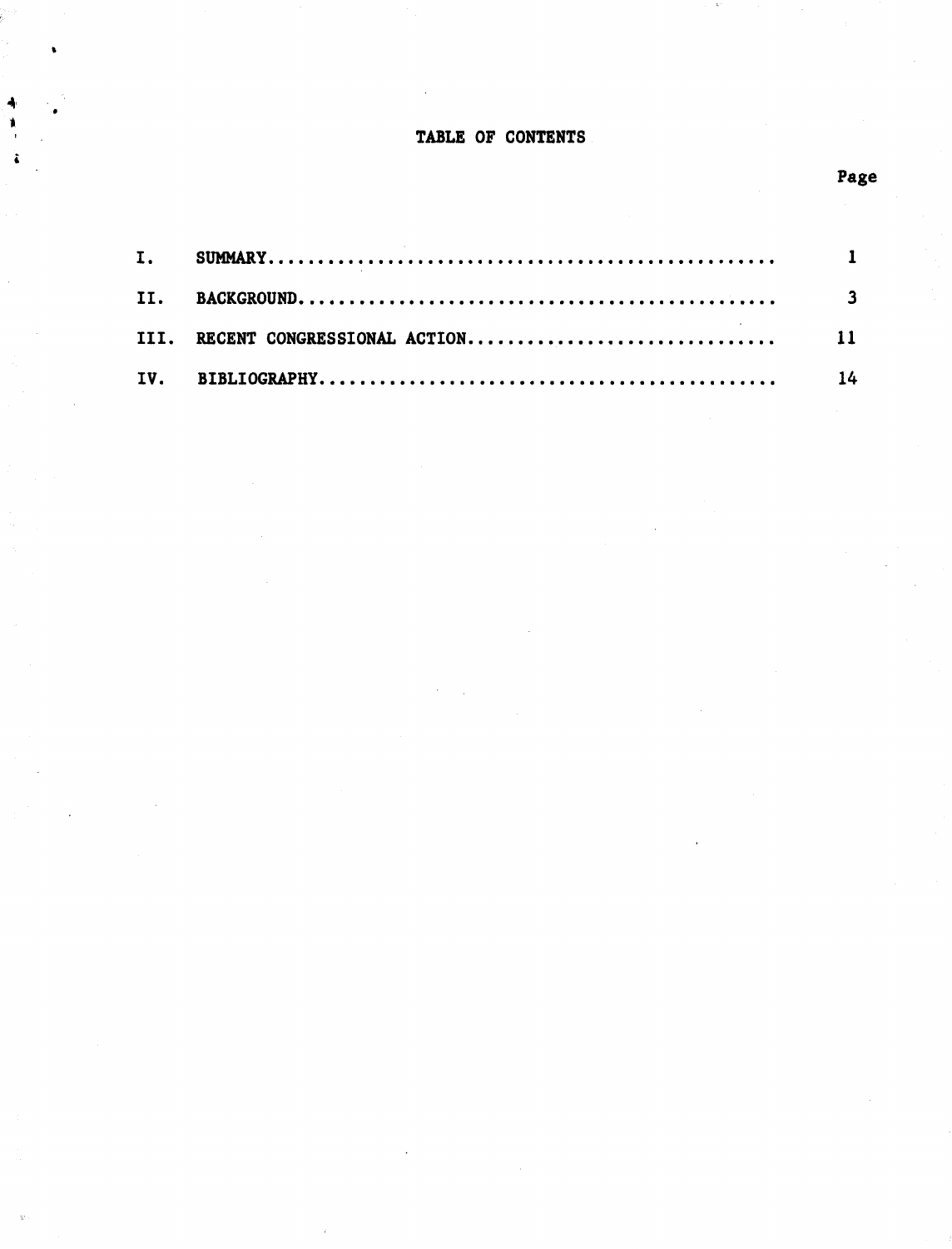# TABLE OF CONTENTS

| | | Page |
|---|---|---|
| I. | SUMMARY | 1 |
| II. | BACKGROUND | 3 |
| III. | RECENT CONGRESSIONAL ACTION | 11 |
| IV. | BIBLIOGRAPHY | 14 |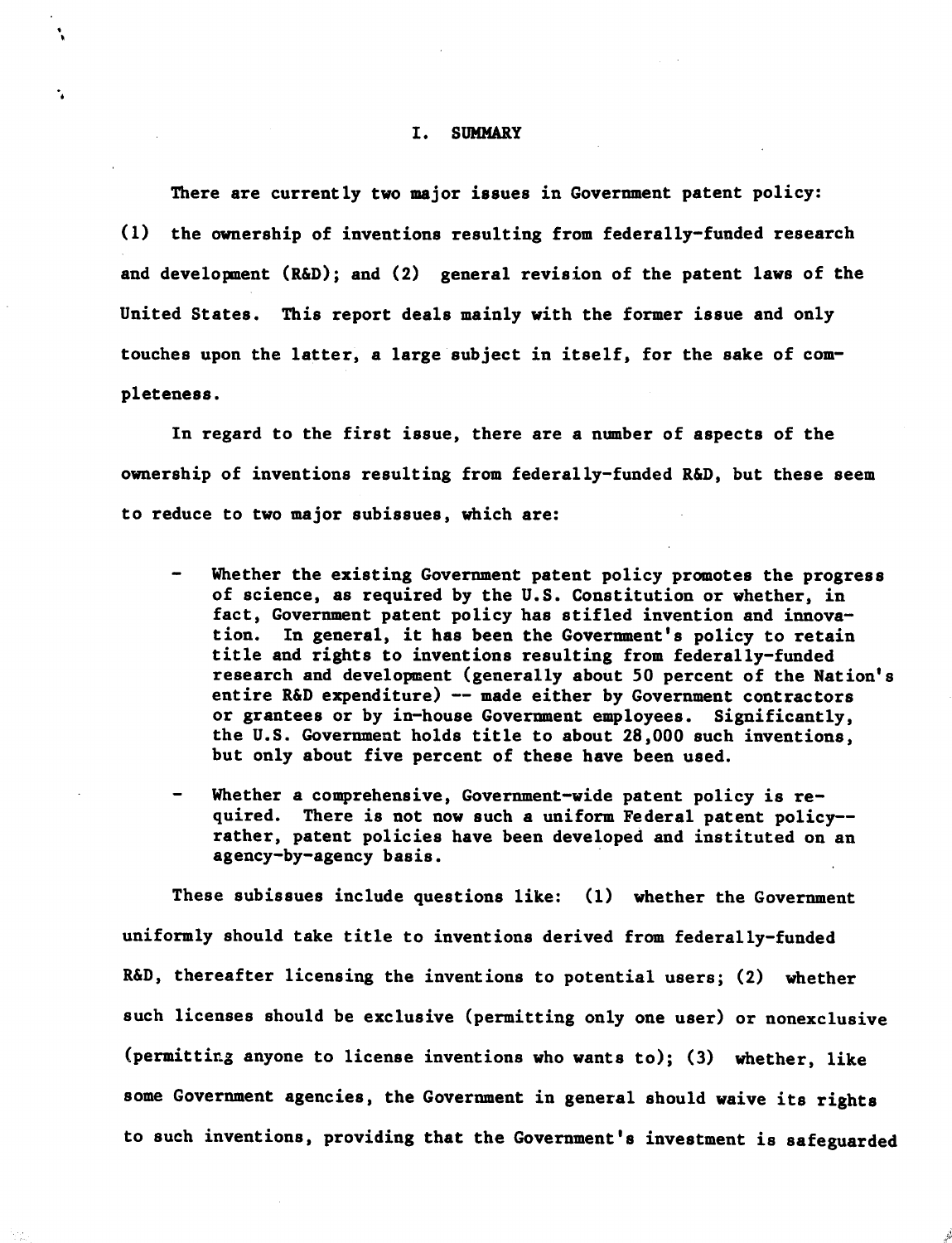# I. SUMMARY

There are currently two major issues in Government patent policy: (1) the ownership of inventions resulting from federally-funded research and development (R&D); and (2) general revision of the patent laws of the United States. This report deals mainly with the former issue and only touches upon the latter, a large subject in itself, for the sake of completeness.

In regard to the first issue, there are a number of aspects of the ownership of inventions resulting from federally-funded R&D, but these seem to reduce to two major subissues, which are:

- Whether the existing Government patent policy promotes the progress of science, as required by the U.S. Constitution or whether, in fact, Government patent policy has stifled invention and innovation. In general, it has been the Government's policy to retain title and rights to inventions resulting from federally-funded research and development (generally about 50 percent of the Nation's entire R&D expenditure) -- made either by Government contractors or grantees or by in-house Government employees. Significantly, the U.S. Government holds title to about 28,000 such inventions, but only about five percent of these have been used.
- Whether a comprehensive, Government-wide patent policy is required. There is not now such a uniform Federal patent policy--rather, patent policies have been developed and instituted on an agency-by-agency basis.

These subissues include questions like: (1) whether the Government uniformly should take title to inventions derived from federally-funded R&D, thereafter licensing the inventions to potential users; (2) whether such licenses should be exclusive (permitting only one user) or nonexclusive (permitting anyone to license inventions who wants to); (3) whether, like some Government agencies, the Government in general should waive its rights to such inventions, providing that the Government's investment is safeguarded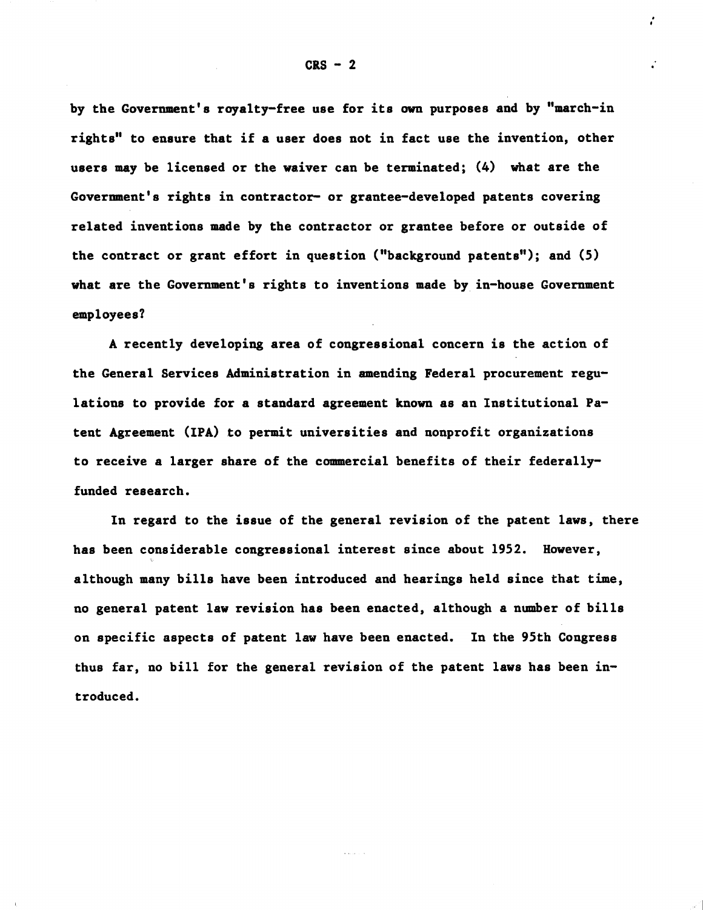by the Government's royalty-free use for its own purposes and by "march-in rights" to ensure that if a user does not in fact use the invention, other users may be licensed or the waiver can be terminated; (4) what are the Government's rights in contractor- or grantee-developed patents covering related inventions made by the contractor or grantee before or outside of the contract or grant effort in question ("background patents"); and (5) what are the Government's rights to inventions made by in-house Government employees?

A recently developing area of congressional concern is the action of the General Services Administration in amending Federal procurement regulations to provide for a standard agreement known as an Institutional Patent Agreement (IPA) to permit universities and nonprofit organizations to receive a larger share of the commercial benefits of their federally-funded research.

In regard to the issue of the general revision of the patent laws, there has been considerable congressional interest since about 1952. However, although many bills have been introduced and hearings held since that time, no general patent law revision has been enacted, although a number of bills on specific aspects of patent law have been enacted. In the 95th Congress thus far, no bill for the general revision of the patent laws has been introduced.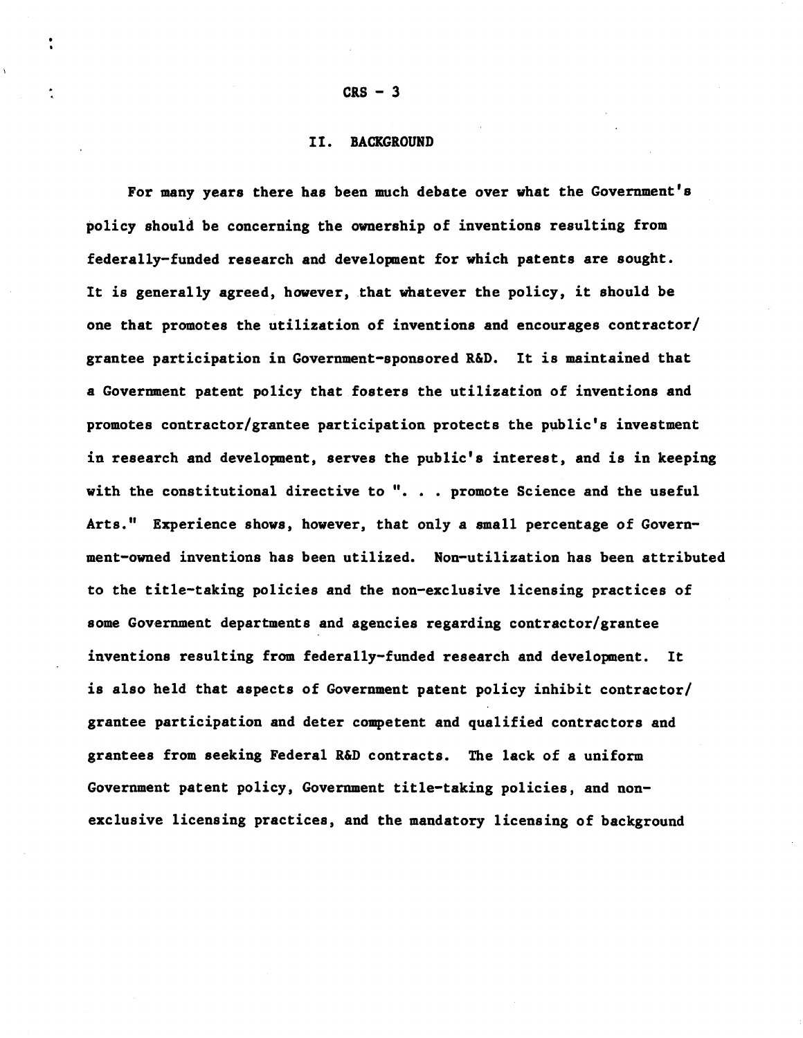## II. BACKGROUND

For many years there has been much debate over what the Government's policy should be concerning the ownership of inventions resulting from federally-funded research and development for which patents are sought. It is generally agreed, however, that whatever the policy, it should be one that promotes the utilization of inventions and encourages contractor/grantee participation in Government-sponsored R&D. It is maintained that a Government patent policy that fosters the utilization of inventions and promotes contractor/grantee participation protects the public's investment in research and development, serves the public's interest, and is in keeping with the constitutional directive to ". . . promote Science and the useful Arts." Experience shows, however, that only a small percentage of Government-owned inventions has been utilized. Non-utilization has been attributed to the title-taking policies and the non-exclusive licensing practices of some Government departments and agencies regarding contractor/grantee inventions resulting from federally-funded research and development. It is also held that aspects of Government patent policy inhibit contractor/grantee participation and deter competent and qualified contractors and grantees from seeking Federal R&D contracts. The lack of a uniform Government patent policy, Government title-taking policies, and non-exclusive licensing practices, and the mandatory licensing of background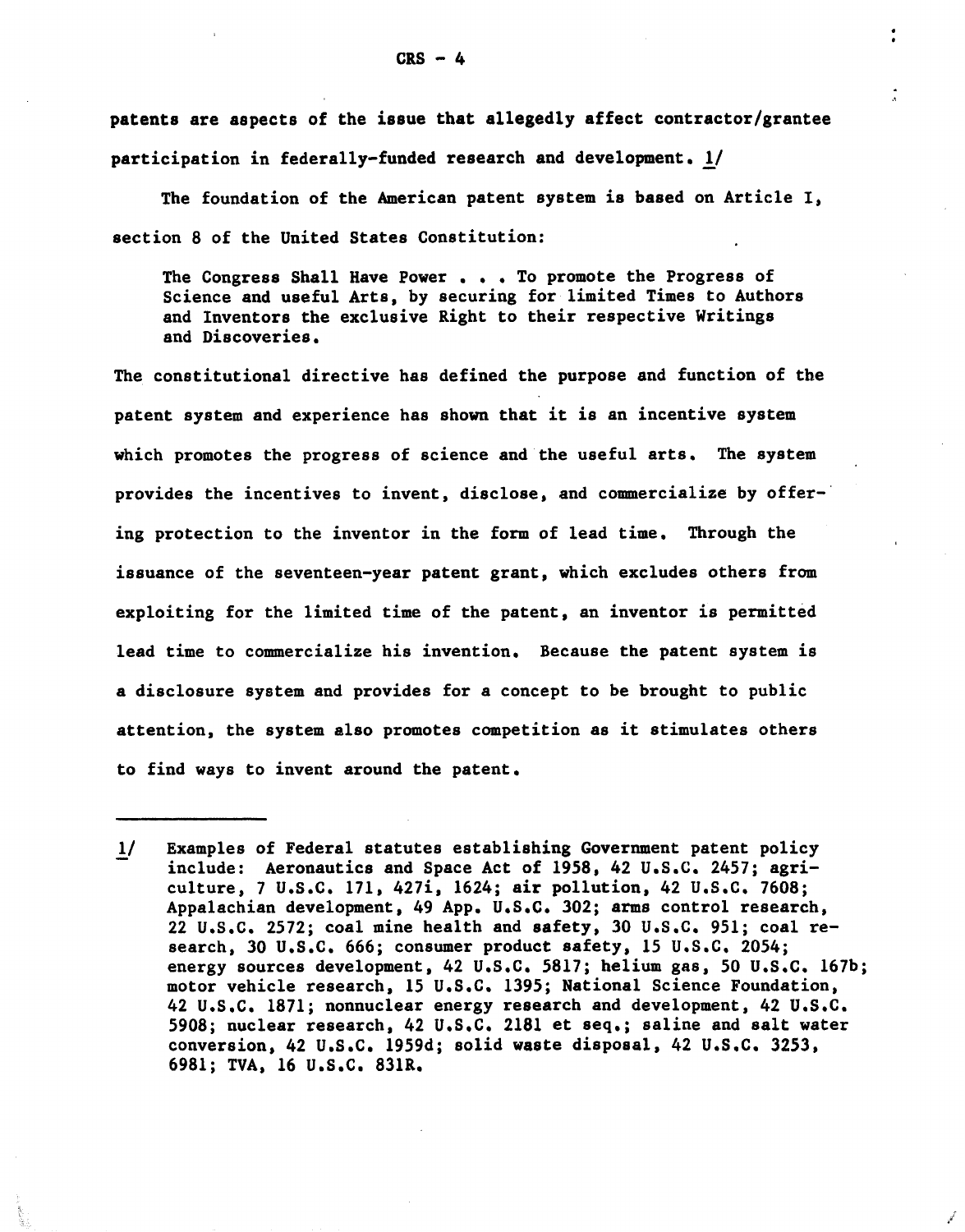patents are aspects of the issue that allegedly affect contractor/grantee participation in federally-funded research and development. [1]

The foundation of the American patent system is based on Article I, section 8 of the United States Constitution:

> The Congress Shall Have Power . . . To promote the Progress of Science and useful Arts, by securing for limited Times to Authors and Inventors the exclusive Right to their respective Writings and Discoveries.

The constitutional directive has defined the purpose and function of the patent system and experience has shown that it is an incentive system which promotes the progress of science and the useful arts. The system provides the incentives to invent, disclose, and commercialize by offering protection to the inventor in the form of lead time. Through the issuance of the seventeen-year patent grant, which excludes others from exploiting for the limited time of the patent, an inventor is permitted lead time to commercialize his invention. Because the patent system is a disclosure system and provides for a concept to be brought to public attention, the system also promotes competition as it stimulates others to find ways to invent around the patent.

---

1/ Examples of Federal statutes establishing Government patent policy include: Aeronautics and Space Act of 1958, 42 U.S.C. 2457; agriculture, 7 U.S.C. 171, 427i, 1624; air pollution, 42 U.S.C. 7608; Appalachian development, 49 App. U.S.C. 302; arms control research, 22 U.S.C. 2572; coal mine health and safety, 30 U.S.C. 951; coal research, 30 U.S.C. 666; consumer product safety, 15 U.S.C. 2054; energy sources development, 42 U.S.C. 5817; helium gas, 50 U.S.C. 167b; motor vehicle research, 15 U.S.C. 1395; National Science Foundation, 42 U.S.C. 1871; nonnuclear energy research and development, 42 U.S.C. 5908; nuclear research, 42 U.S.C. 2181 et seq.; saline and salt water conversion, 42 U.S.C. 1959d; solid waste disposal, 42 U.S.C. 3253, 6981; TVA, 16 U.S.C. 831R.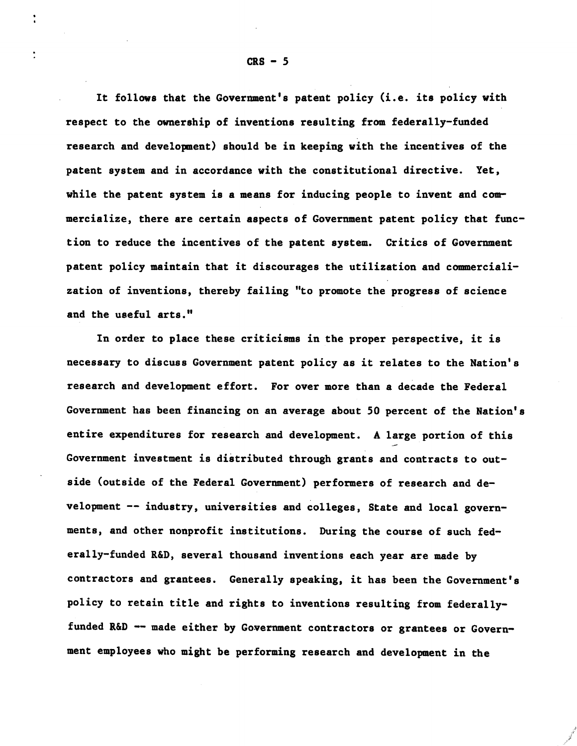It follows that the Government's patent policy (i.e. its policy with respect to the ownership of inventions resulting from federally-funded research and development) should be in keeping with the incentives of the patent system and in accordance with the constitutional directive. Yet, while the patent system is a means for inducing people to invent and commercialize, there are certain aspects of Government patent policy that function to reduce the incentives of the patent system. Critics of Government patent policy maintain that it discourages the utilization and commercialization of inventions, thereby failing "to promote the progress of science and the useful arts."

In order to place these criticisms in the proper perspective, it is necessary to discuss Government patent policy as it relates to the Nation's research and development effort. For over more than a decade the Federal Government has been financing on an average about 50 percent of the Nation's entire expenditures for research and development. A large portion of this Government investment is distributed through grants and contracts to outside (outside of the Federal Government) performers of research and development -- industry, universities and colleges, State and local governments, and other nonprofit institutions. During the course of such federally-funded R&D, several thousand inventions each year are made by contractors and grantees. Generally speaking, it has been the Government's policy to retain title and rights to inventions resulting from federally-funded R&D -- made either by Government contractors or grantees or Government employees who might be performing research and development in the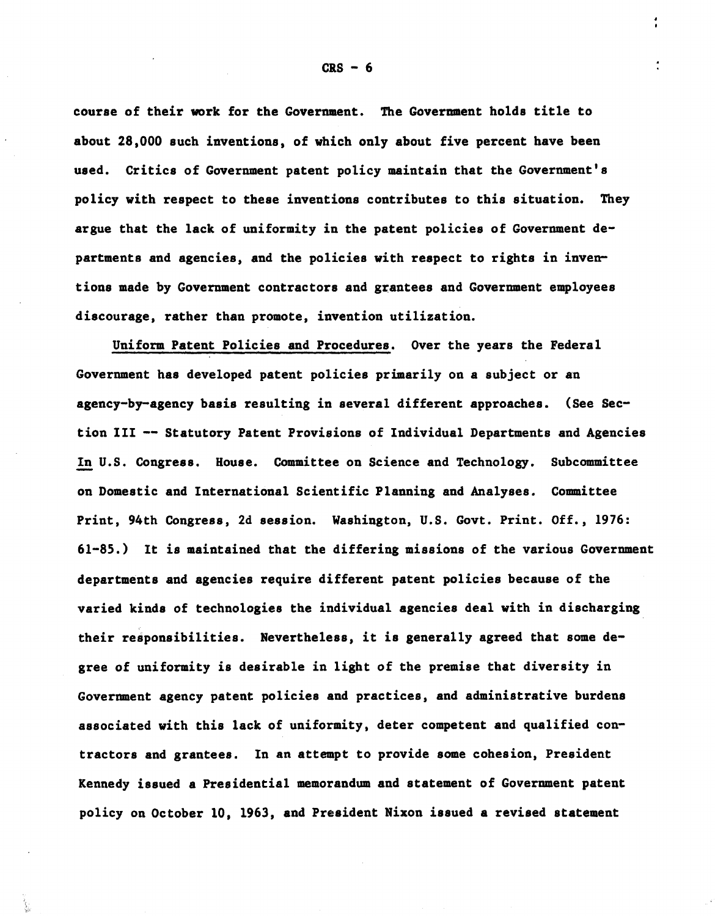course of their work for the Government. The Government holds title to about 28,000 such inventions, of which only about five percent have been used. Critics of Government patent policy maintain that the Government's policy with respect to these inventions contributes to this situation. They argue that the lack of uniformity in the patent policies of Government departments and agencies, and the policies with respect to rights in inventions made by Government contractors and grantees and Government employees discourage, rather than promote, invention utilization.

Uniform Patent Policies and Procedures. Over the years the Federal Government has developed patent policies primarily on a subject or an agency-by-agency basis resulting in several different approaches. (See Section III -- Statutory Patent Provisions of Individual Departments and Agencies In U.S. Congress. House. Committee on Science and Technology. Subcommittee on Domestic and International Scientific Planning and Analyses. Committee Print, 94th Congress, 2d session. Washington, U.S. Govt. Print. Off., 1976: 61-85.) It is maintained that the differing missions of the various Government departments and agencies require different patent policies because of the varied kinds of technologies the individual agencies deal with in discharging their responsibilities. Nevertheless, it is generally agreed that some degree of uniformity is desirable in light of the premise that diversity in Government agency patent policies and practices, and administrative burdens associated with this lack of uniformity, deter competent and qualified contractors and grantees. In an attempt to provide some cohesion, President Kennedy issued a Presidential memorandum and statement of Government patent policy on October 10, 1963, and President Nixon issued a revised statement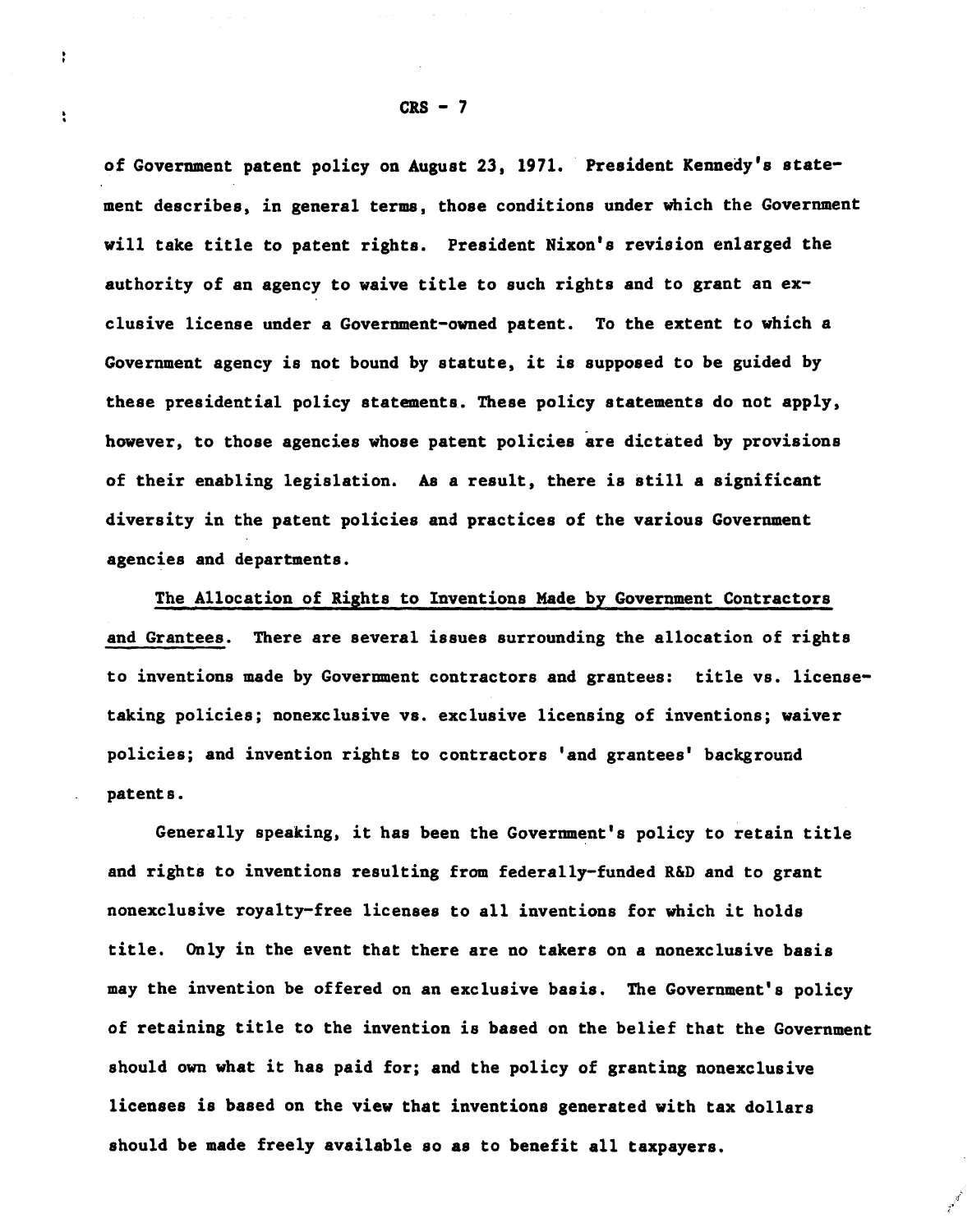of Government patent policy on August 23, 1971. President Kennedy's statement describes, in general terms, those conditions under which the Government will take title to patent rights. President Nixon's revision enlarged the authority of an agency to waive title to such rights and to grant an exclusive license under a Government-owned patent. To the extent to which a Government agency is not bound by statute, it is supposed to be guided by these presidential policy statements. These policy statements do not apply, however, to those agencies whose patent policies are dictated by provisions of their enabling legislation. As a result, there is still a significant diversity in the patent policies and practices of the various Government agencies and departments.

The Allocation of Rights to Inventions Made by Government Contractors and Grantees. There are several issues surrounding the allocation of rights to inventions made by Government contractors and grantees: title vs. license-taking policies; nonexclusive vs. exclusive licensing of inventions; waiver policies; and invention rights to contractors 'and grantees' background patents.

Generally speaking, it has been the Government's policy to retain title and rights to inventions resulting from federally-funded R&D and to grant nonexclusive royalty-free licenses to all inventions for which it holds title. Only in the event that there are no takers on a nonexclusive basis may the invention be offered on an exclusive basis. The Government's policy of retaining title to the invention is based on the belief that the Government should own what it has paid for; and the policy of granting nonexclusive licenses is based on the view that inventions generated with tax dollars should be made freely available so as to benefit all taxpayers.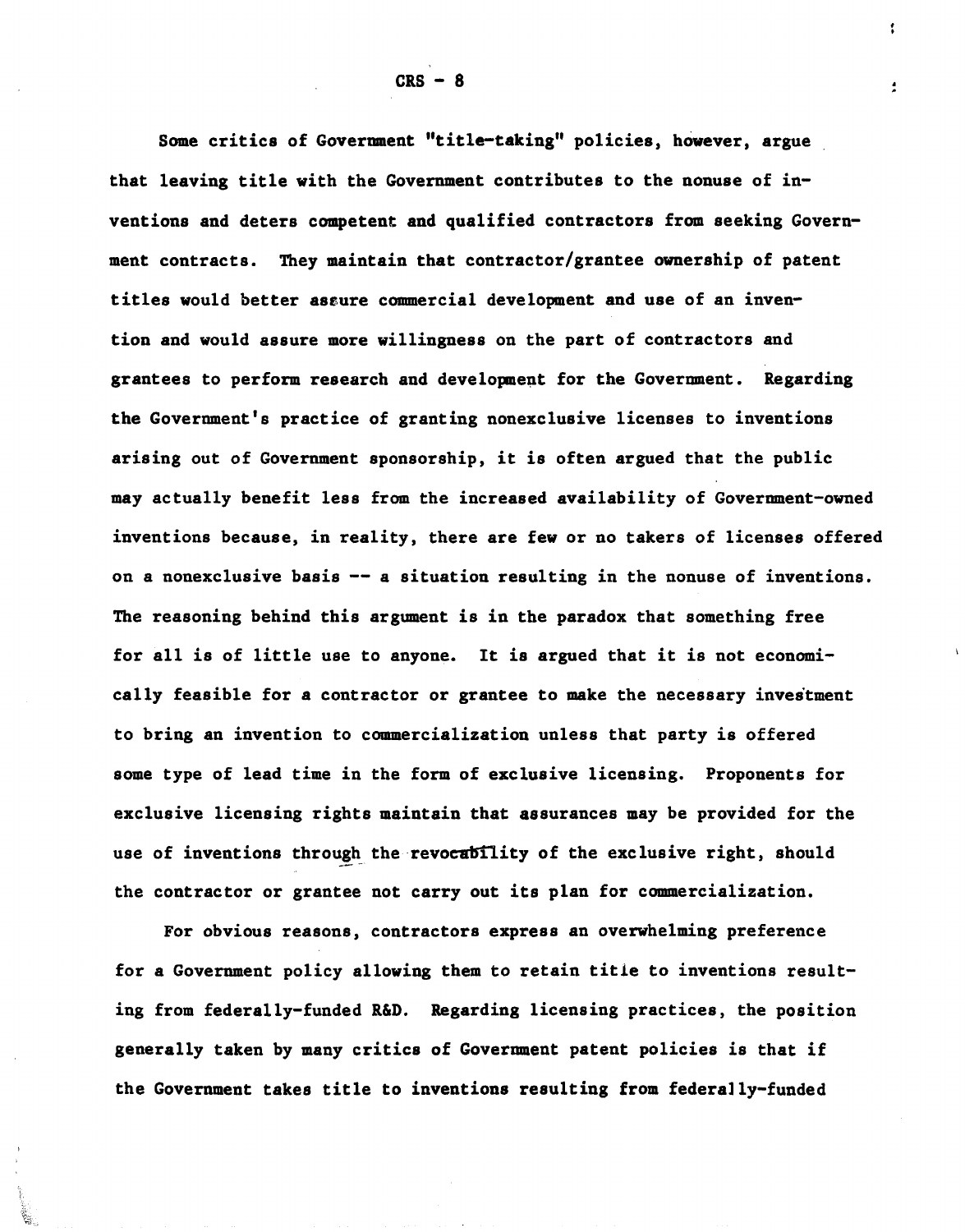Some critics of Government "title-taking" policies, however, argue that leaving title with the Government contributes to the nonuse of inventions and deters competent and qualified contractors from seeking Government contracts. They maintain that contractor/grantee ownership of patent titles would better assure commercial development and use of an invention and would assure more willingness on the part of contractors and grantees to perform research and development for the Government. Regarding the Government's practice of granting nonexclusive licenses to inventions arising out of Government sponsorship, it is often argued that the public may actually benefit less from the increased availability of Government-owned inventions because, in reality, there are few or no takers of licenses offered on a nonexclusive basis -- a situation resulting in the nonuse of inventions. The reasoning behind this argument is in the paradox that something free for all is of little use to anyone. It is argued that it is not economically feasible for a contractor or grantee to make the necessary investment to bring an invention to commercialization unless that party is offered some type of lead time in the form of exclusive licensing. Proponents for exclusive licensing rights maintain that assurances may be provided for the use of inventions through the revocability of the exclusive right, should the contractor or grantee not carry out its plan for commercialization.

For obvious reasons, contractors express an overwhelming preference for a Government policy allowing them to retain title to inventions resulting from federally-funded R&D. Regarding licensing practices, the position generally taken by many critics of Government patent policies is that if the Government takes title to inventions resulting from federally-funded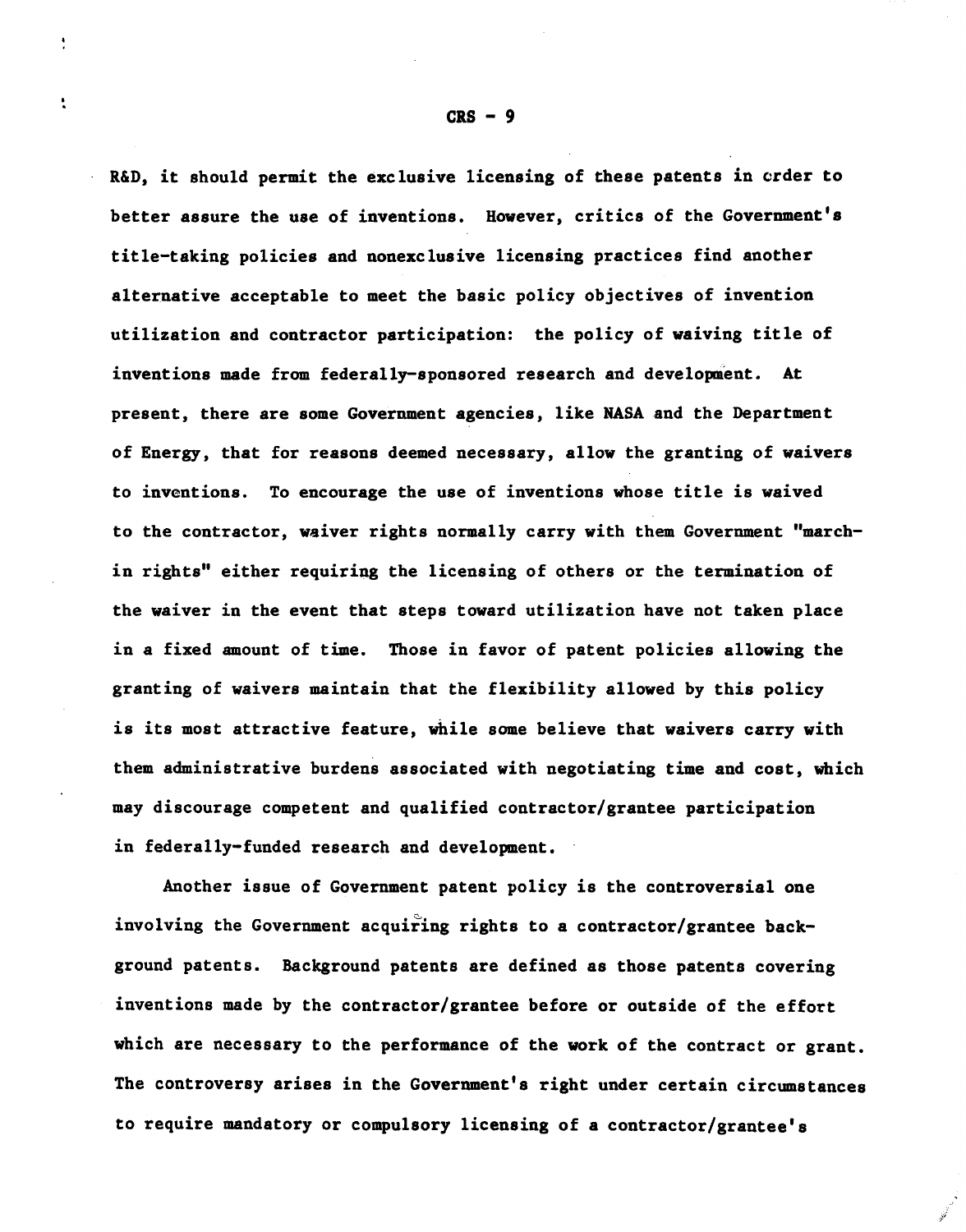R&D, it should permit the exclusive licensing of these patents in order to better assure the use of inventions. However, critics of the Government's title-taking policies and nonexclusive licensing practices find another alternative acceptable to meet the basic policy objectives of invention utilization and contractor participation: the policy of waiving title of inventions made from federally-sponsored research and development. At present, there are some Government agencies, like NASA and the Department of Energy, that for reasons deemed necessary, allow the granting of waivers to inventions. To encourage the use of inventions whose title is waived to the contractor, waiver rights normally carry with them Government "march-in rights" either requiring the licensing of others or the termination of the waiver in the event that steps toward utilization have not taken place in a fixed amount of time. Those in favor of patent policies allowing the granting of waivers maintain that the flexibility allowed by this policy is its most attractive feature, while some believe that waivers carry with them administrative burdens associated with negotiating time and cost, which may discourage competent and qualified contractor/grantee participation in federally-funded research and development.

Another issue of Government patent policy is the controversial one involving the Government acquiring rights to a contractor/grantee background patents. Background patents are defined as those patents covering inventions made by the contractor/grantee before or outside of the effort which are necessary to the performance of the work of the contract or grant. The controversy arises in the Government's right under certain circumstances to require mandatory or compulsory licensing of a contractor/grantee's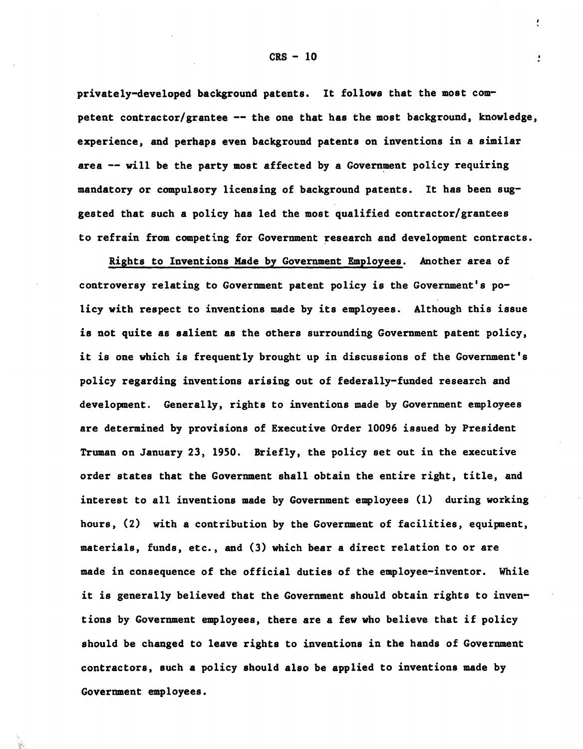privately-developed background patents. It follows that the most competent contractor/grantee -- the one that has the most background, knowledge, experience, and perhaps even background patents on inventions in a similar area -- will be the party most affected by a Government policy requiring mandatory or compulsory licensing of background patents. It has been suggested that such a policy has led the most qualified contractor/grantees to refrain from competing for Government research and development contracts.

Rights to Inventions Made by Government Employees. Another area of controversy relating to Government patent policy is the Government's policy with respect to inventions made by its employees. Although this issue is not quite as salient as the others surrounding Government patent policy, it is one which is frequently brought up in discussions of the Government's policy regarding inventions arising out of federally-funded research and development. Generally, rights to inventions made by Government employees are determined by provisions of Executive Order 10096 issued by President Truman on January 23, 1950. Briefly, the policy set out in the executive order states that the Government shall obtain the entire right, title, and interest to all inventions made by Government employees (1) during working hours, (2) with a contribution by the Government of facilities, equipment, materials, funds, etc., and (3) which bear a direct relation to or are made in consequence of the official duties of the employee-inventor. While it is generally believed that the Government should obtain rights to inventions by Government employees, there are a few who believe that if policy should be changed to leave rights to inventions in the hands of Government contractors, such a policy should also be applied to inventions made by Government employees.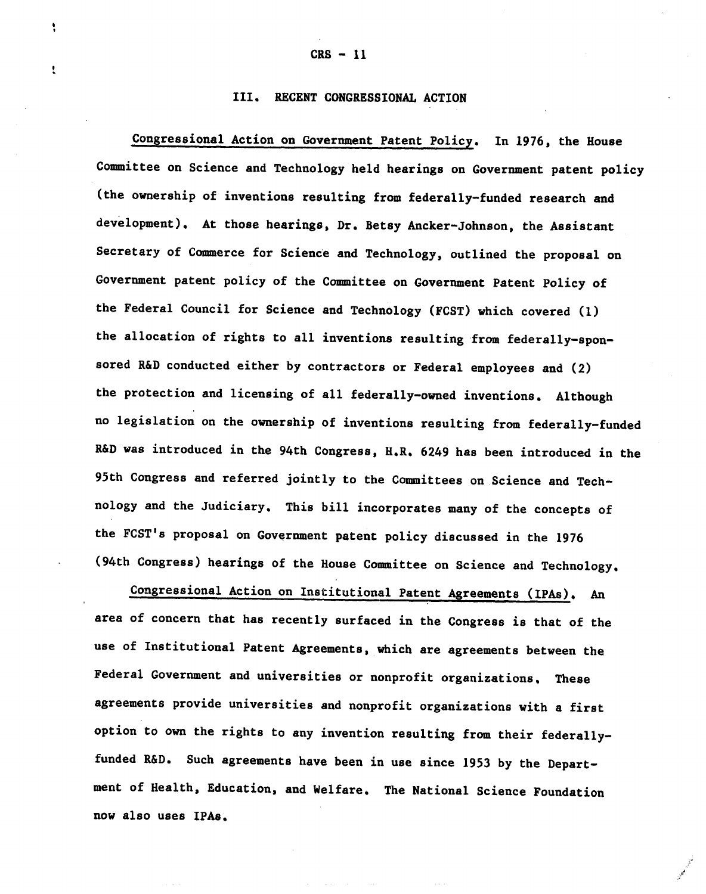## III. RECENT CONGRESSIONAL ACTION

Congressional Action on Government Patent Policy. In 1976, the House Committee on Science and Technology held hearings on Government patent policy (the ownership of inventions resulting from federally-funded research and development). At those hearings, Dr. Betsy Ancker-Johnson, the Assistant Secretary of Commerce for Science and Technology, outlined the proposal on Government patent policy of the Committee on Government Patent Policy of the Federal Council for Science and Technology (FCST) which covered (1) the allocation of rights to all inventions resulting from federally-sponsored R&D conducted either by contractors or Federal employees and (2) the protection and licensing of all federally-owned inventions. Although no legislation on the ownership of inventions resulting from federally-funded R&D was introduced in the 94th Congress, H.R. 6249 has been introduced in the 95th Congress and referred jointly to the Committees on Science and Technology and the Judiciary. This bill incorporates many of the concepts of the FCST's proposal on Government patent policy discussed in the 1976 (94th Congress) hearings of the House Committee on Science and Technology.

Congressional Action on Institutional Patent Agreements (IPAs). An area of concern that has recently surfaced in the Congress is that of the use of Institutional Patent Agreements, which are agreements between the Federal Government and universities or nonprofit organizations. These agreements provide universities and nonprofit organizations with a first option to own the rights to any invention resulting from their federally-funded R&D. Such agreements have been in use since 1953 by the Department of Health, Education, and Welfare. The National Science Foundation now also uses IPAs.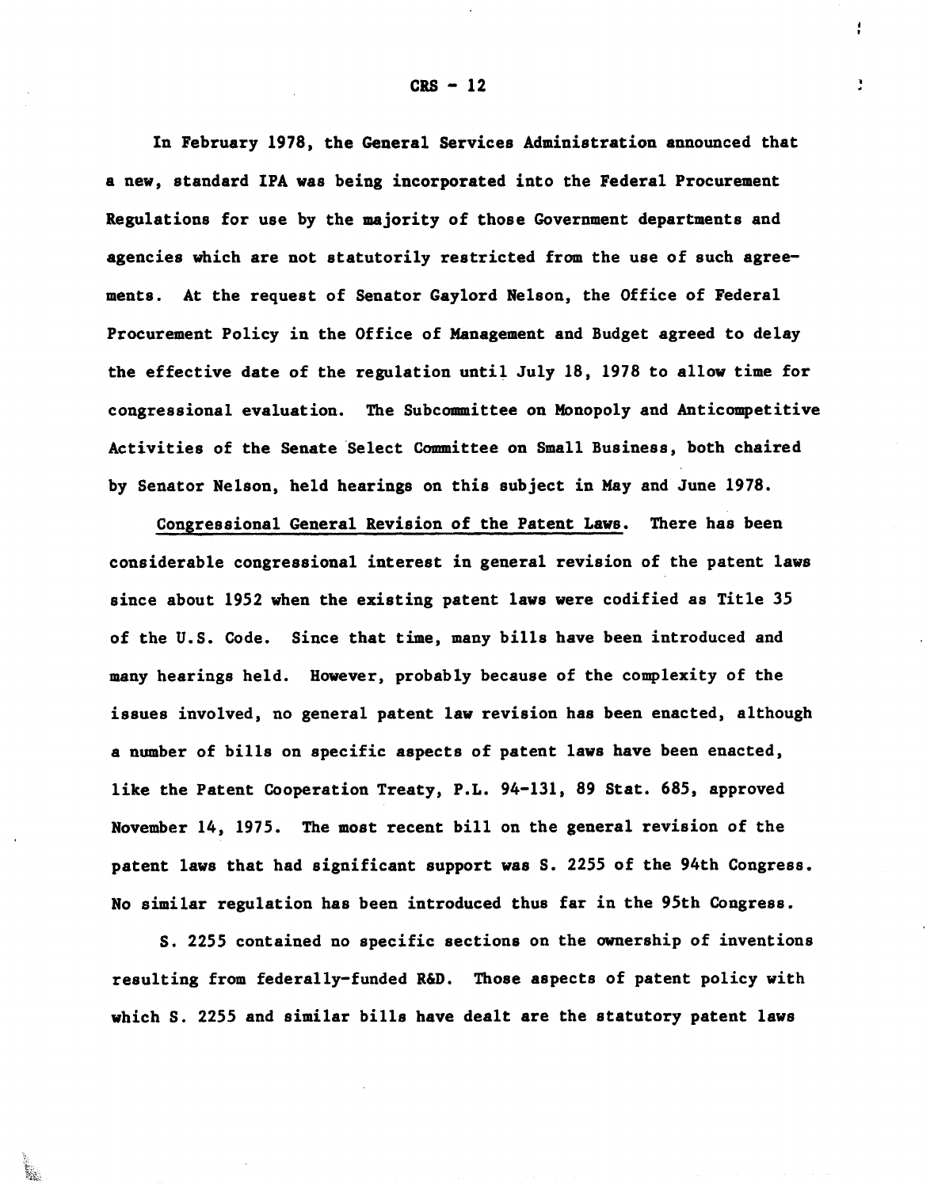In February 1978, the General Services Administration announced that a new, standard IPA was being incorporated into the Federal Procurement Regulations for use by the majority of those Government departments and agencies which are not statutorily restricted from the use of such agreements. At the request of Senator Gaylord Nelson, the Office of Federal Procurement Policy in the Office of Management and Budget agreed to delay the effective date of the regulation until July 18, 1978 to allow time for congressional evaluation. The Subcommittee on Monopoly and Anticompetitive Activities of the Senate Select Committee on Small Business, both chaired by Senator Nelson, held hearings on this subject in May and June 1978.

Congressional General Revision of the Patent Laws. There has been considerable congressional interest in general revision of the patent laws since about 1952 when the existing patent laws were codified as Title 35 of the U.S. Code. Since that time, many bills have been introduced and many hearings held. However, probably because of the complexity of the issues involved, no general patent law revision has been enacted, although a number of bills on specific aspects of patent laws have been enacted, like the Patent Cooperation Treaty, P.L. 94-131, 89 Stat. 685, approved November 14, 1975. The most recent bill on the general revision of the patent laws that had significant support was S. 2255 of the 94th Congress. No similar regulation has been introduced thus far in the 95th Congress.

S. 2255 contained no specific sections on the ownership of inventions resulting from federally-funded R&D. Those aspects of patent policy with which S. 2255 and similar bills have dealt are the statutory patent laws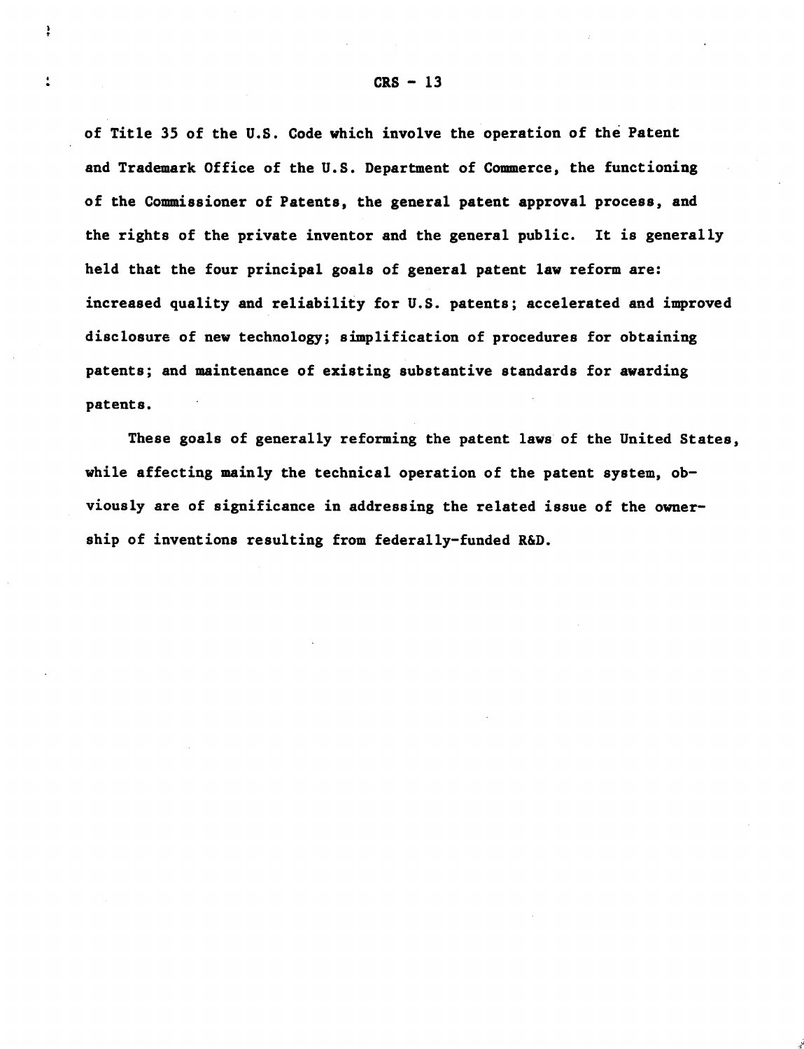of Title 35 of the U.S. Code which involve the operation of the Patent and Trademark Office of the U.S. Department of Commerce, the functioning of the Commissioner of Patents, the general patent approval process, and the rights of the private inventor and the general public. It is generally held that the four principal goals of general patent law reform are: increased quality and reliability for U.S. patents; accelerated and improved disclosure of new technology; simplification of procedures for obtaining patents; and maintenance of existing substantive standards for awarding patents.

These goals of generally reforming the patent laws of the United States, while affecting mainly the technical operation of the patent system, obviously are of significance in addressing the related issue of the ownership of inventions resulting from federally-funded R&D.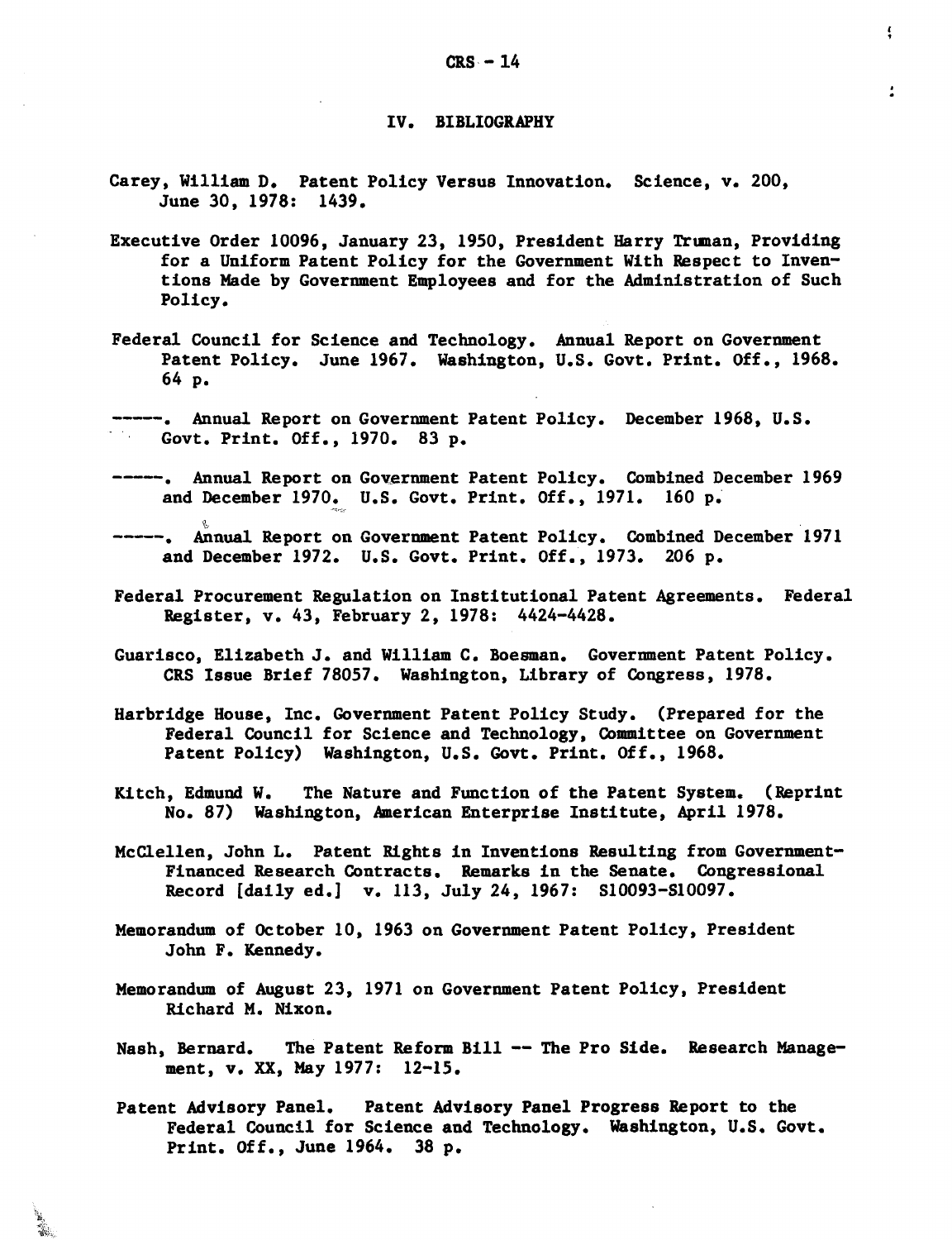## IV. BIBLIOGRAPHY

Carey, William D. Patent Policy Versus Innovation. Science, v. 200, June 30, 1978: 1439.

Executive Order 10096, January 23, 1950, President Harry Truman, Providing for a Uniform Patent Policy for the Government With Respect to Inventions Made by Government Employees and for the Administration of Such Policy.

Federal Council for Science and Technology. Annual Report on Government Patent Policy. June 1967. Washington, U.S. Govt. Print. Off., 1968. 64 p.

-----. Annual Report on Government Patent Policy. December 1968, U.S. Govt. Print. Off., 1970. 83 p.

-----. Annual Report on Government Patent Policy. Combined December 1969 and December 1970. U.S. Govt. Print. Off., 1971. 160 p.

-----. Annual Report on Government Patent Policy. Combined December 1971 and December 1972. U.S. Govt. Print. Off., 1973. 206 p.

Federal Procurement Regulation on Institutional Patent Agreements. Federal Register, v. 43, February 2, 1978: 4424-4428.

Guarisco, Elizabeth J. and William C. Boesman. Government Patent Policy. CRS Issue Brief 78057. Washington, Library of Congress, 1978.

Harbridge House, Inc. Government Patent Policy Study. (Prepared for the Federal Council for Science and Technology, Committee on Government Patent Policy) Washington, U.S. Govt. Print. Off., 1968.

Kitch, Edmund W. The Nature and Function of the Patent System. (Reprint No. 87) Washington, American Enterprise Institute, April 1978.

McClellen, John L. Patent Rights in Inventions Resulting from Government-Financed Research Contracts. Remarks in the Senate. Congressional Record [daily ed.] v. 113, July 24, 1967: S10093-S10097.

Memorandum of October 10, 1963 on Government Patent Policy, President John F. Kennedy.

Memorandum of August 23, 1971 on Government Patent Policy, President Richard M. Nixon.

Nash, Bernard. The Patent Reform Bill -- The Pro Side. Research Management, v. XX, May 1977: 12-15.

Patent Advisory Panel. Patent Advisory Panel Progress Report to the Federal Council for Science and Technology. Washington, U.S. Govt. Print. Off., June 1964. 38 p.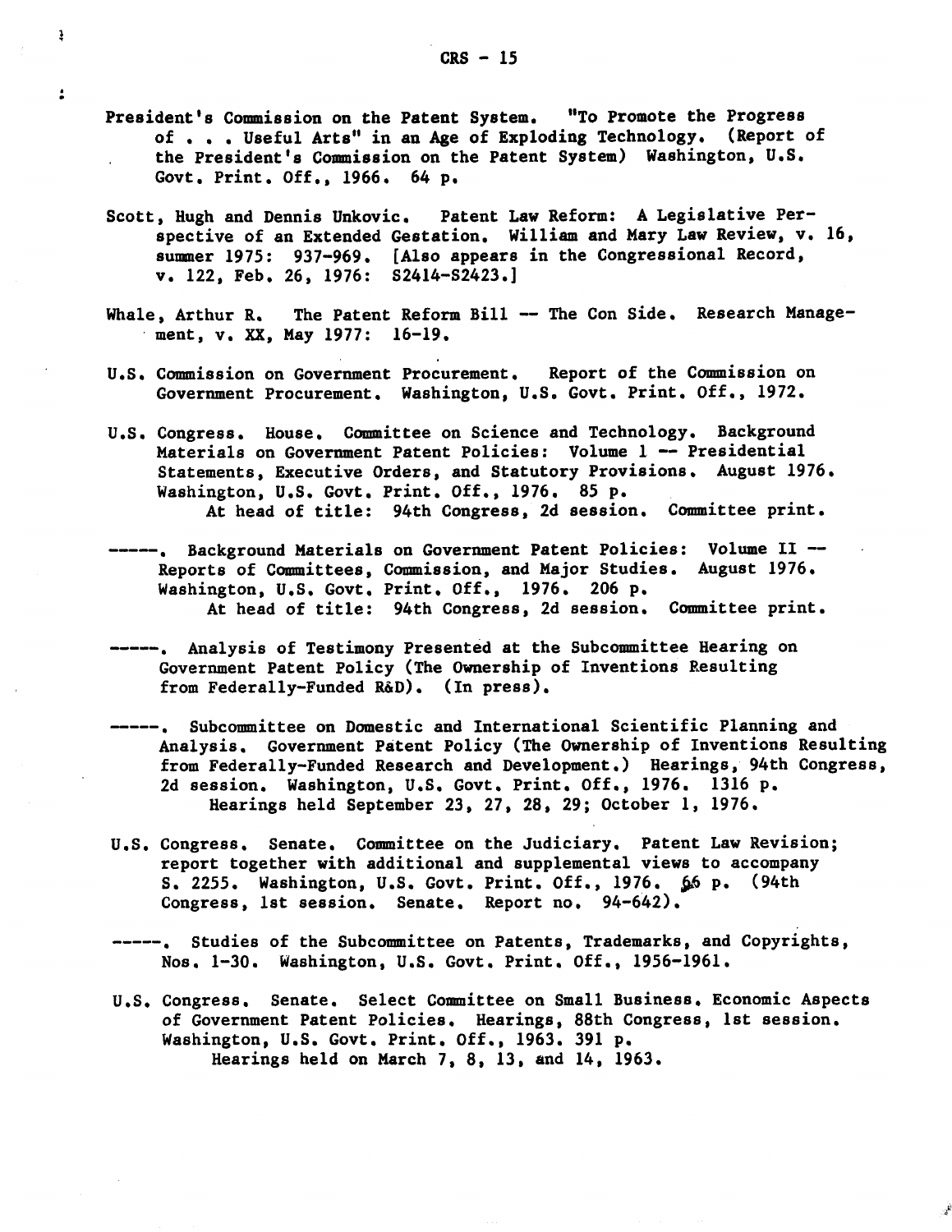President's Commission on the Patent System. "To Promote the Progress of . . . Useful Arts" in an Age of Exploding Technology. (Report of the President's Commission on the Patent System) Washington, U.S. Govt. Print. Off., 1966. 64 p.

Scott, Hugh and Dennis Unkovic. Patent Law Reform: A Legislative Perspective of an Extended Gestation. William and Mary Law Review, v. 16, summer 1975: 937-969. [Also appears in the Congressional Record, v. 122, Feb. 26, 1976: S2414-S2423.]

Whale, Arthur R. The Patent Reform Bill -- The Con Side. Research Management, v. XX, May 1977: 16-19.

U.S. Commission on Government Procurement. Report of the Commission on Government Procurement. Washington, U.S. Govt. Print. Off., 1972.

U.S. Congress. House. Committee on Science and Technology. Background Materials on Government Patent Policies: Volume 1 -- Presidential Statements, Executive Orders, and Statutory Provisions. August 1976. Washington, U.S. Govt. Print. Off., 1976. 85 p.
    At head of title: 94th Congress, 2d session. Committee print.

-----. Background Materials on Government Patent Policies: Volume II -- Reports of Committees, Commission, and Major Studies. August 1976. Washington, U.S. Govt. Print. Off., 1976. 206 p.
    At head of title: 94th Congress, 2d session. Committee print.

-----. Analysis of Testimony Presented at the Subcommittee Hearing on Government Patent Policy (The Ownership of Inventions Resulting from Federally-Funded R&D). (In press).

-----. Subcommittee on Domestic and International Scientific Planning and Analysis. Government Patent Policy (The Ownership of Inventions Resulting from Federally-Funded Research and Development.) Hearings, 94th Congress, 2d session. Washington, U.S. Govt. Print. Off., 1976. 1316 p.
    Hearings held September 23, 27, 28, 29; October 1, 1976.

U.S. Congress. Senate. Committee on the Judiciary. Patent Law Revision; report together with additional and supplemental views to accompany S. 2255. Washington, U.S. Govt. Print. Off., 1976. 66 p. (94th Congress, 1st session. Senate. Report no. 94-642).

-----. Studies of the Subcommittee on Patents, Trademarks, and Copyrights, Nos. 1-30. Washington, U.S. Govt. Print. Off., 1956-1961.

U.S. Congress. Senate. Select Committee on Small Business. Economic Aspects of Government Patent Policies. Hearings, 88th Congress, 1st session. Washington, U.S. Govt. Print. Off., 1963. 391 p.
    Hearings held on March 7, 8, 13, and 14, 1963.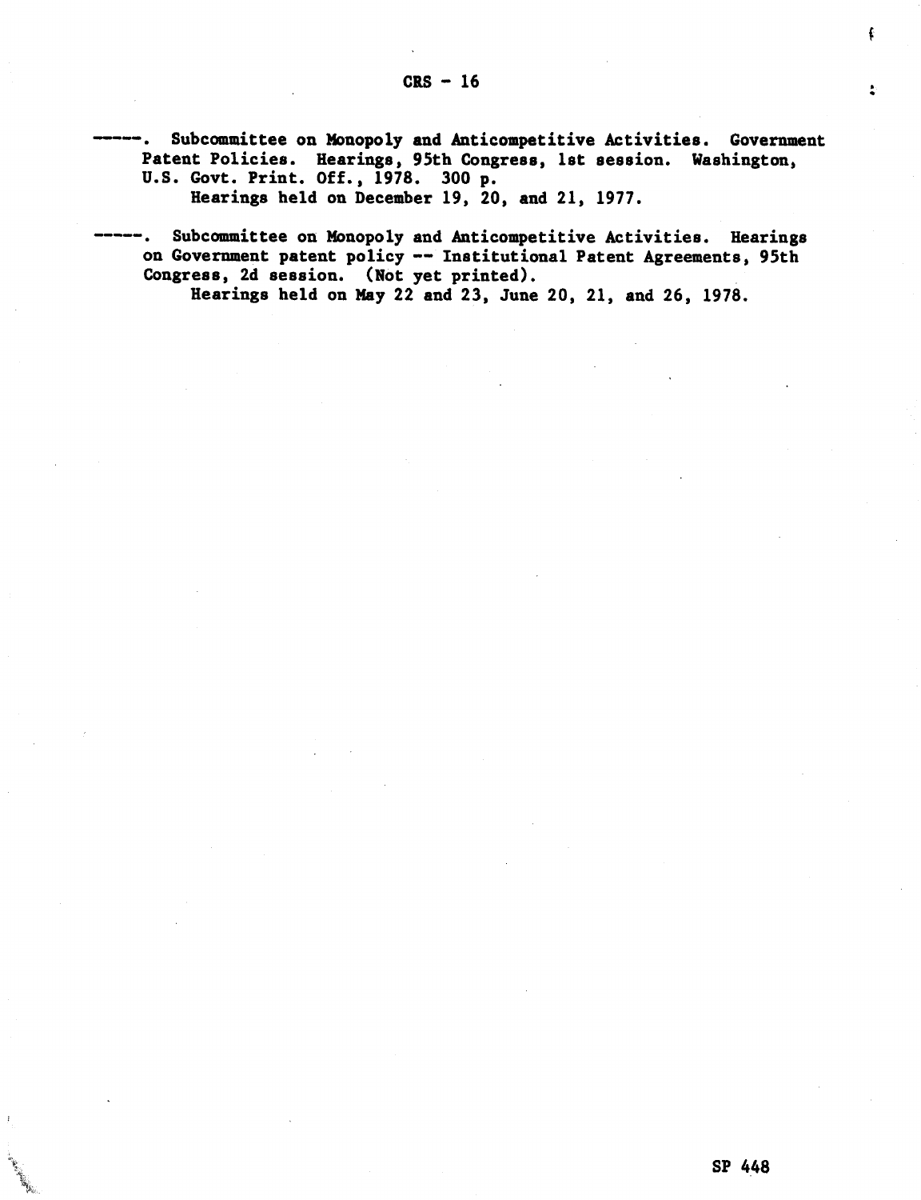-----. Subcommittee on Monopoly and Anticompetitive Activities. Government Patent Policies. Hearings, 95th Congress, 1st session. Washington, U.S. Govt. Print. Off., 1978. 300 p.
Hearings held on December 19, 20, and 21, 1977.

-----. Subcommittee on Monopoly and Anticompetitive Activities. Hearings on Government patent policy -- Institutional Patent Agreements, 95th Congress, 2d session. (Not yet printed).
Hearings held on May 22 and 23, June 20, 21, and 26, 1978.

SP 448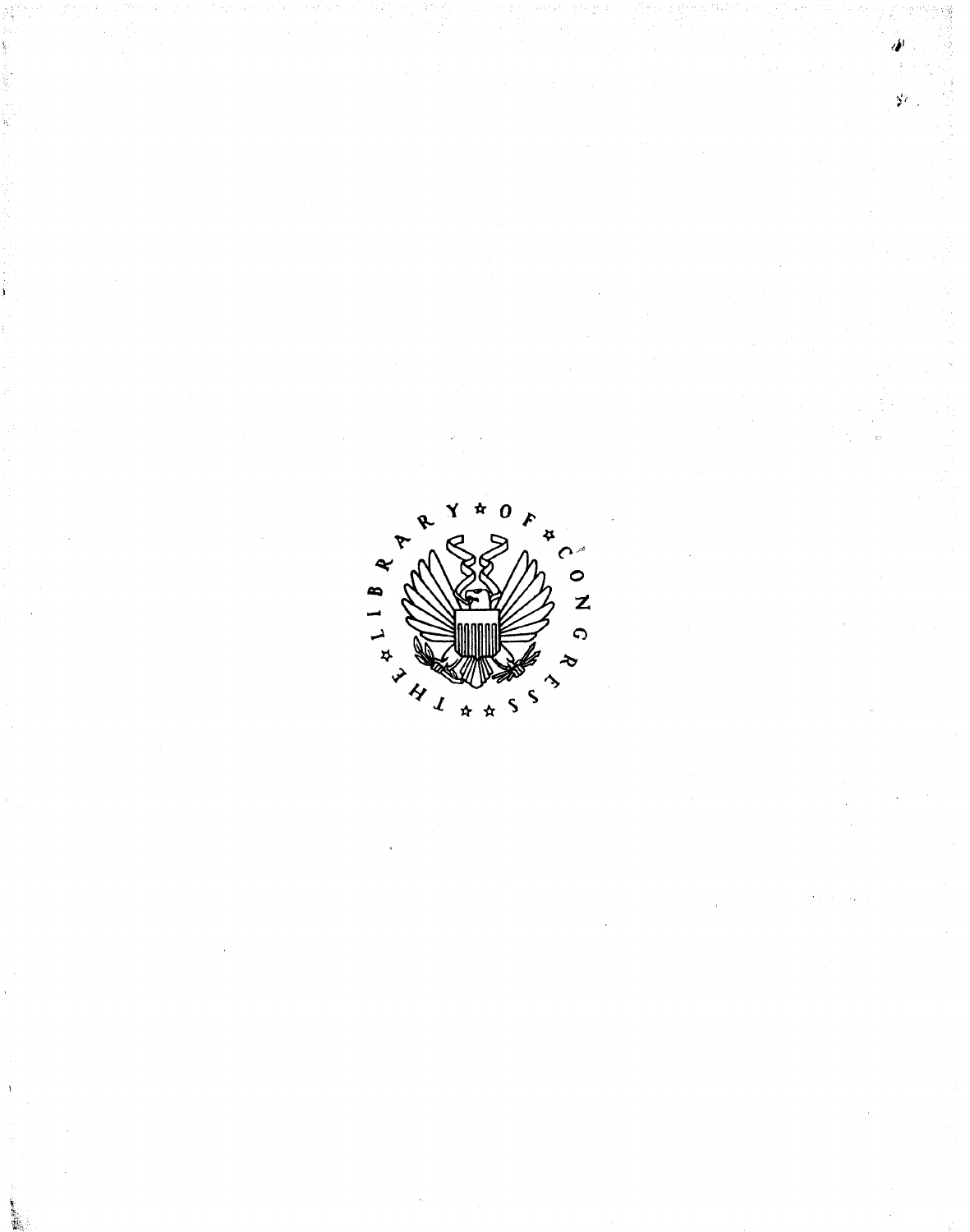THE LIBRARY OF CONGRESS